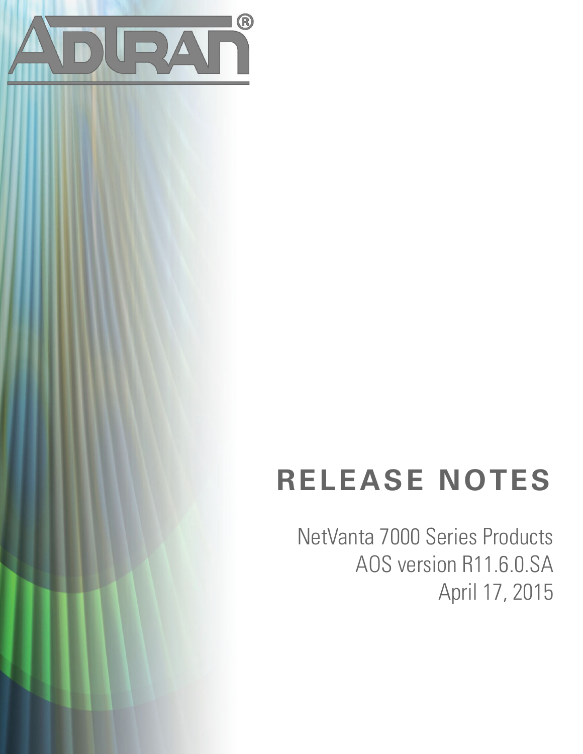# RELEASE NOTES

NetVanta 7000 Series Products
AOS version R11.6.0.SA
April 17, 2015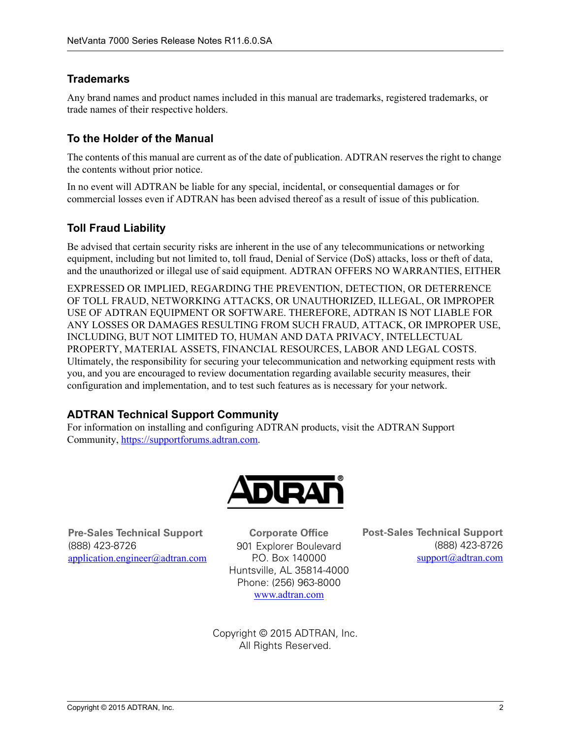### Trademarks

Any brand names and product names included in this manual are trademarks, registered trademarks, or trade names of their respective holders.

### To the Holder of the Manual

The contents of this manual are current as of the date of publication. ADTRAN reserves the right to change the contents without prior notice.

In no event will ADTRAN be liable for any special, incidental, or consequential damages or for commercial losses even if ADTRAN has been advised thereof as a result of issue of this publication.

### Toll Fraud Liability

Be advised that certain security risks are inherent in the use of any telecommunications or networking equipment, including but not limited to, toll fraud, Denial of Service (DoS) attacks, loss or theft of data, and the unauthorized or illegal use of said equipment. ADTRAN OFFERS NO WARRANTIES, EITHER

EXPRESSED OR IMPLIED, REGARDING THE PREVENTION, DETECTION, OR DETERRENCE OF TOLL FRAUD, NETWORKING ATTACKS, OR UNAUTHORIZED, ILLEGAL, OR IMPROPER USE OF ADTRAN EQUIPMENT OR SOFTWARE. THEREFORE, ADTRAN IS NOT LIABLE FOR ANY LOSSES OR DAMAGES RESULTING FROM SUCH FRAUD, ATTACK, OR IMPROPER USE, INCLUDING, BUT NOT LIMITED TO, HUMAN AND DATA PRIVACY, INTELLECTUAL PROPERTY, MATERIAL ASSETS, FINANCIAL RESOURCES, LABOR AND LEGAL COSTS. Ultimately, the responsibility for securing your telecommunication and networking equipment rests with you, and you are encouraged to review documentation regarding available security measures, their configuration and implementation, and to test such features as is necessary for your network.

### ADTRAN Technical Support Community

For information on installing and configuring ADTRAN products, visit the ADTRAN Support Community, https://supportforums.adtran.com.

ADTRAN®

**Pre-Sales Technical Support**
(888) 423-8726
application.engineer@adtran.com

**Corporate Office**
901 Explorer Boulevard
P.O. Box 140000
Huntsville, AL 35814-4000
Phone: (256) 963-8000
www.adtran.com

**Post-Sales Technical Support**
(888) 423-8726
support@adtran.com

Copyright © 2015 ADTRAN, Inc.
All Rights Reserved.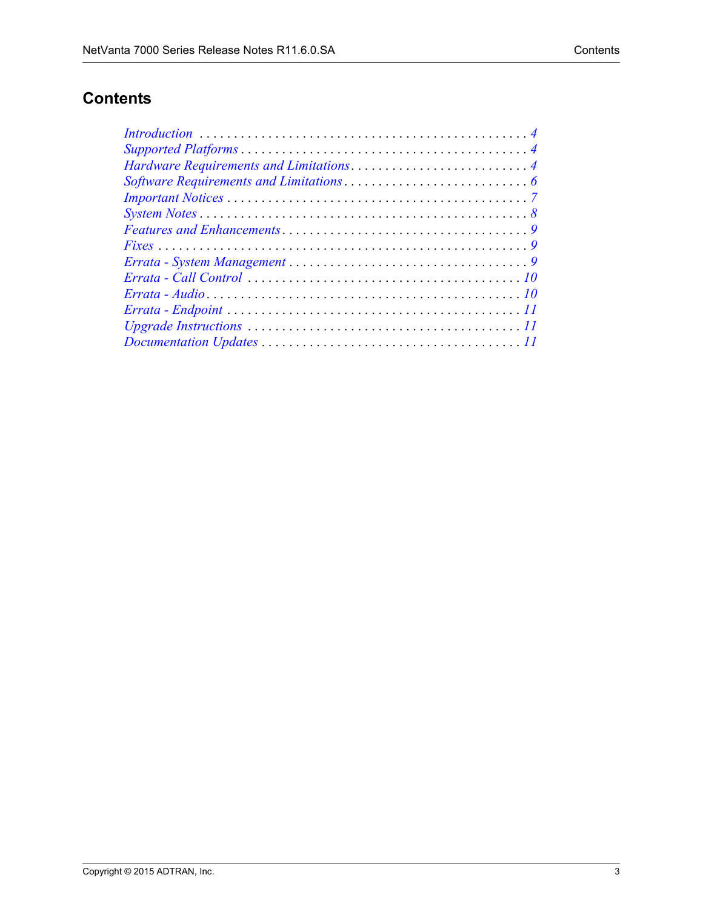# Contents

- *Introduction* . . . . . . . . . . . . . . . . . . . . . . . . . . . . . . . . . . . . . . . . . . . . . . . *4*
- *Supported Platforms* . . . . . . . . . . . . . . . . . . . . . . . . . . . . . . . . . . . . . . . . . . *4*
- *Hardware Requirements and Limitations* . . . . . . . . . . . . . . . . . . . . . . . . . *4*
- *Software Requirements and Limitations* . . . . . . . . . . . . . . . . . . . . . . . . . . *6*
- *Important Notices* . . . . . . . . . . . . . . . . . . . . . . . . . . . . . . . . . . . . . . . . . . . *7*
- *System Notes* . . . . . . . . . . . . . . . . . . . . . . . . . . . . . . . . . . . . . . . . . . . . . . *8*
- *Features and Enhancements* . . . . . . . . . . . . . . . . . . . . . . . . . . . . . . . . . . . *9*
- *Fixes* . . . . . . . . . . . . . . . . . . . . . . . . . . . . . . . . . . . . . . . . . . . . . . . . . . . *9*
- *Errata - System Management* . . . . . . . . . . . . . . . . . . . . . . . . . . . . . . . . . . *9*
- *Errata - Call Control* . . . . . . . . . . . . . . . . . . . . . . . . . . . . . . . . . . . . . . . *10*
- *Errata - Audio* . . . . . . . . . . . . . . . . . . . . . . . . . . . . . . . . . . . . . . . . . . . . *10*
- *Errata - Endpoint* . . . . . . . . . . . . . . . . . . . . . . . . . . . . . . . . . . . . . . . . . . *11*
- *Upgrade Instructions* . . . . . . . . . . . . . . . . . . . . . . . . . . . . . . . . . . . . . . . *11*
- *Documentation Updates* . . . . . . . . . . . . . . . . . . . . . . . . . . . . . . . . . . . . . *11*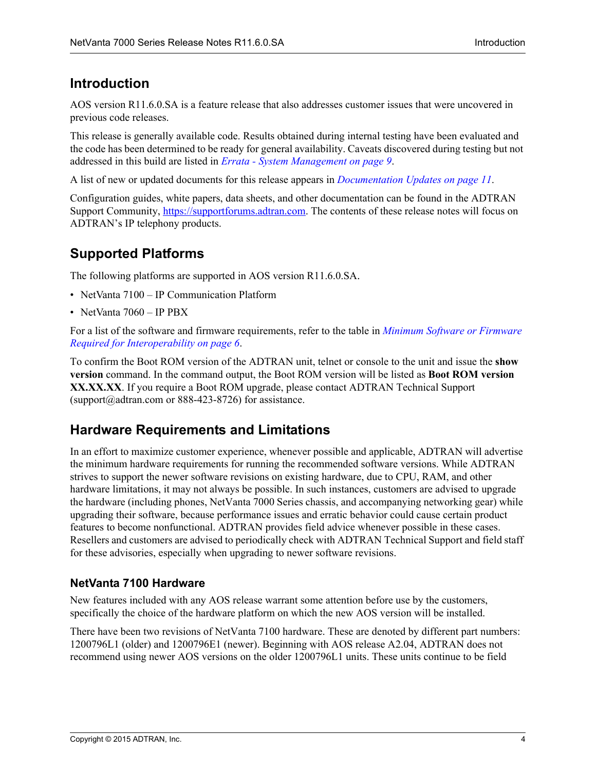## Introduction

AOS version R11.6.0.SA is a feature release that also addresses customer issues that were uncovered in previous code releases.

This release is generally available code. Results obtained during internal testing have been evaluated and the code has been determined to be ready for general availability. Caveats discovered during testing but not addressed in this build are listed in *Errata - System Management on page 9*.

A list of new or updated documents for this release appears in *Documentation Updates on page 11*.

Configuration guides, white papers, data sheets, and other documentation can be found in the ADTRAN Support Community, https://supportforums.adtran.com. The contents of these release notes will focus on ADTRAN's IP telephony products.

## Supported Platforms

The following platforms are supported in AOS version R11.6.0.SA.

- NetVanta 7100 – IP Communication Platform
- NetVanta 7060 – IP PBX

For a list of the software and firmware requirements, refer to the table in *Minimum Software or Firmware Required for Interoperability on page 6*.

To confirm the Boot ROM version of the ADTRAN unit, telnet or console to the unit and issue the **show version** command. In the command output, the Boot ROM version will be listed as **Boot ROM version XX.XX.XX**. If you require a Boot ROM upgrade, please contact ADTRAN Technical Support (support@adtran.com or 888-423-8726) for assistance.

## Hardware Requirements and Limitations

In an effort to maximize customer experience, whenever possible and applicable, ADTRAN will advertise the minimum hardware requirements for running the recommended software versions. While ADTRAN strives to support the newer software revisions on existing hardware, due to CPU, RAM, and other hardware limitations, it may not always be possible. In such instances, customers are advised to upgrade the hardware (including phones, NetVanta 7000 Series chassis, and accompanying networking gear) while upgrading their software, because performance issues and erratic behavior could cause certain product features to become nonfunctional. ADTRAN provides field advice whenever possible in these cases. Resellers and customers are advised to periodically check with ADTRAN Technical Support and field staff for these advisories, especially when upgrading to newer software revisions.

### NetVanta 7100 Hardware

New features included with any AOS release warrant some attention before use by the customers, specifically the choice of the hardware platform on which the new AOS version will be installed.

There have been two revisions of NetVanta 7100 hardware. These are denoted by different part numbers: 1200796L1 (older) and 1200796E1 (newer). Beginning with AOS release A2.04, ADTRAN does not recommend using newer AOS versions on the older 1200796L1 units. These units continue to be field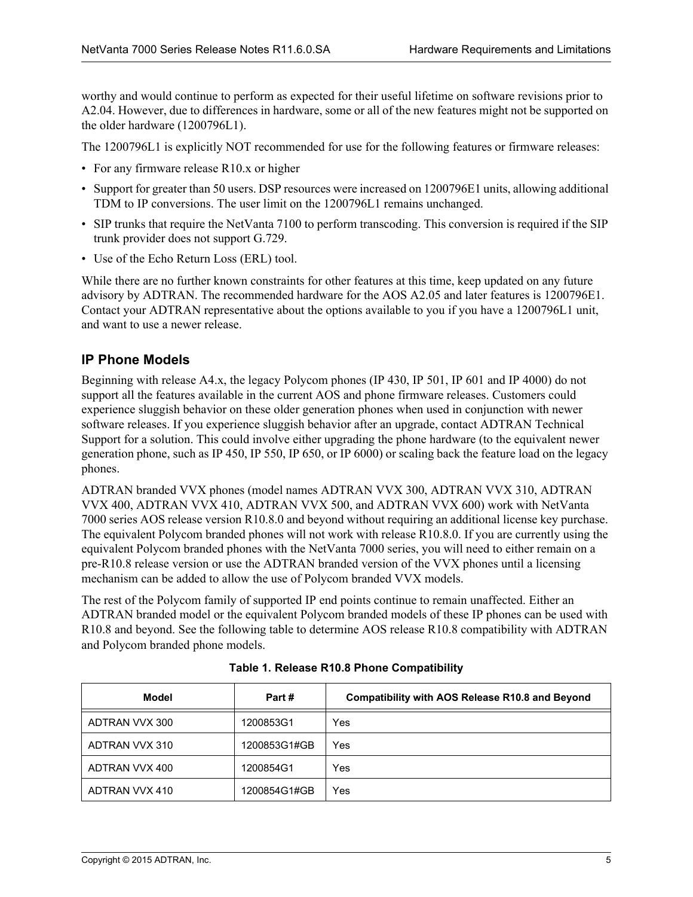worthy and would continue to perform as expected for their useful lifetime on software revisions prior to A2.04. However, due to differences in hardware, some or all of the new features might not be supported on the older hardware (1200796L1).

The 1200796L1 is explicitly NOT recommended for use for the following features or firmware releases:

- For any firmware release R10.x or higher
- Support for greater than 50 users. DSP resources were increased on 1200796E1 units, allowing additional TDM to IP conversions. The user limit on the 1200796L1 remains unchanged.
- SIP trunks that require the NetVanta 7100 to perform transcoding. This conversion is required if the SIP trunk provider does not support G.729.
- Use of the Echo Return Loss (ERL) tool.

While there are no further known constraints for other features at this time, keep updated on any future advisory by ADTRAN. The recommended hardware for the AOS A2.05 and later features is 1200796E1. Contact your ADTRAN representative about the options available to you if you have a 1200796L1 unit, and want to use a newer release.

## IP Phone Models

Beginning with release A4.x, the legacy Polycom phones (IP 430, IP 501, IP 601 and IP 4000) do not support all the features available in the current AOS and phone firmware releases. Customers could experience sluggish behavior on these older generation phones when used in conjunction with newer software releases. If you experience sluggish behavior after an upgrade, contact ADTRAN Technical Support for a solution. This could involve either upgrading the phone hardware (to the equivalent newer generation phone, such as IP 450, IP 550, IP 650, or IP 6000) or scaling back the feature load on the legacy phones.

ADTRAN branded VVX phones (model names ADTRAN VVX 300, ADTRAN VVX 310, ADTRAN VVX 400, ADTRAN VVX 410, ADTRAN VVX 500, and ADTRAN VVX 600) work with NetVanta 7000 series AOS release version R10.8.0 and beyond without requiring an additional license key purchase. The equivalent Polycom branded phones will not work with release R10.8.0. If you are currently using the equivalent Polycom branded phones with the NetVanta 7000 series, you will need to either remain on a pre-R10.8 release version or use the ADTRAN branded version of the VVX phones until a licensing mechanism can be added to allow the use of Polycom branded VVX models.

The rest of the Polycom family of supported IP end points continue to remain unaffected. Either an ADTRAN branded model or the equivalent Polycom branded models of these IP phones can be used with R10.8 and beyond. See the following table to determine AOS release R10.8 compatibility with ADTRAN and Polycom branded phone models.

**Table 1. Release R10.8 Phone Compatibility**

| Model | Part # | Compatibility with AOS Release R10.8 and Beyond |
|---|---|---|
| ADTRAN VVX 300 | 1200853G1 | Yes |
| ADTRAN VVX 310 | 1200853G1#GB | Yes |
| ADTRAN VVX 400 | 1200854G1 | Yes |
| ADTRAN VVX 410 | 1200854G1#GB | Yes |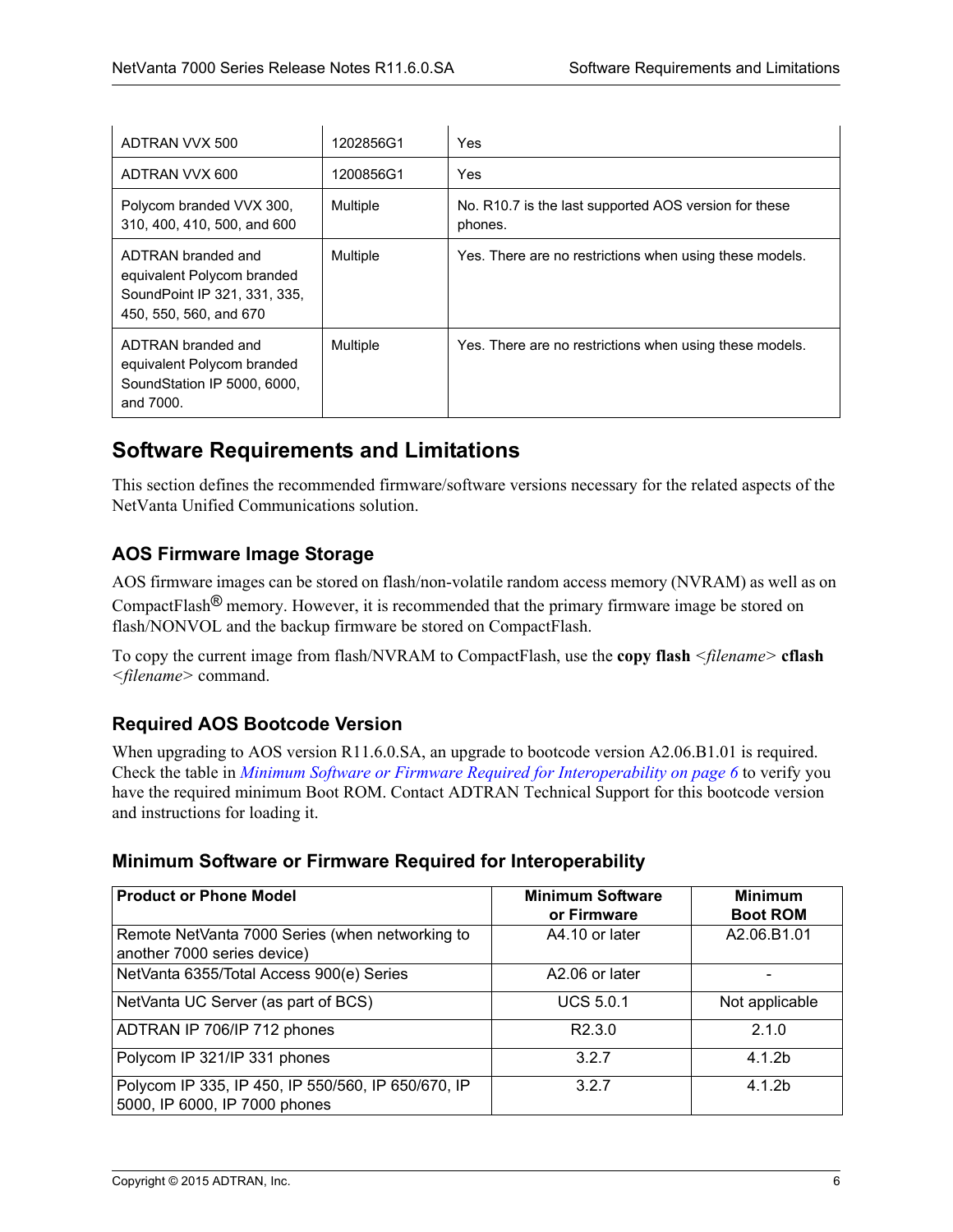| ADTRAN VVX 500 | 1202856G1 | Yes |
|---|---|---|
| ADTRAN VVX 600 | 1200856G1 | Yes |
| Polycom branded VVX 300, 310, 400, 410, 500, and 600 | Multiple | No. R10.7 is the last supported AOS version for these phones. |
| ADTRAN branded and equivalent Polycom branded SoundPoint IP 321, 331, 335, 450, 550, 560, and 670 | Multiple | Yes. There are no restrictions when using these models. |
| ADTRAN branded and equivalent Polycom branded SoundStation IP 5000, 6000, and 7000. | Multiple | Yes. There are no restrictions when using these models. |

## Software Requirements and Limitations

This section defines the recommended firmware/software versions necessary for the related aspects of the NetVanta Unified Communications solution.

### AOS Firmware Image Storage

AOS firmware images can be stored on flash/non-volatile random access memory (NVRAM) as well as on CompactFlash® memory. However, it is recommended that the primary firmware image be stored on flash/NONVOL and the backup firmware be stored on CompactFlash.

To copy the current image from flash/NVRAM to CompactFlash, use the **copy flash** *<filename>* **cflash** *<filename>* command.

### Required AOS Bootcode Version

When upgrading to AOS version R11.6.0.SA, an upgrade to bootcode version A2.06.B1.01 is required. Check the table in *Minimum Software or Firmware Required for Interoperability on page 6* to verify you have the required minimum Boot ROM. Contact ADTRAN Technical Support for this bootcode version and instructions for loading it.

### Minimum Software or Firmware Required for Interoperability

| Product or Phone Model | Minimum Software or Firmware | Minimum Boot ROM |
|---|---|---|
| Remote NetVanta 7000 Series (when networking to another 7000 series device) | A4.10 or later | A2.06.B1.01 |
| NetVanta 6355/Total Access 900(e) Series | A2.06 or later | - |
| NetVanta UC Server (as part of BCS) | UCS 5.0.1 | Not applicable |
| ADTRAN IP 706/IP 712 phones | R2.3.0 | 2.1.0 |
| Polycom IP 321/IP 331 phones | 3.2.7 | 4.1.2b |
| Polycom IP 335, IP 450, IP 550/560, IP 650/670, IP 5000, IP 6000, IP 7000 phones | 3.2.7 | 4.1.2b |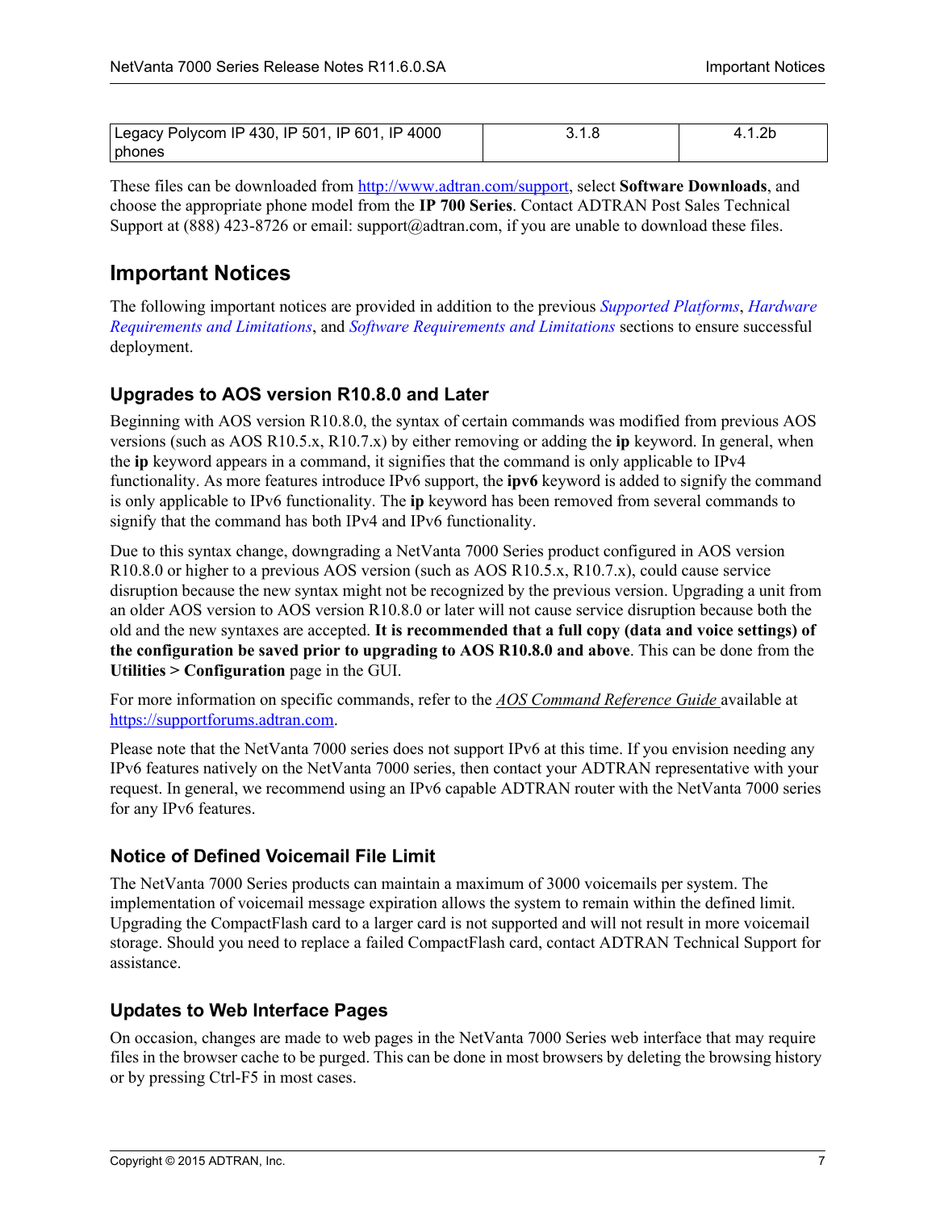| Legacy Polycom IP 430, IP 501, IP 601, IP 4000 phones | 3.1.8 | 4.1.2b |
| --- | --- | --- |

These files can be downloaded from http://www.adtran.com/support, select **Software Downloads**, and choose the appropriate phone model from the **IP 700 Series**. Contact ADTRAN Post Sales Technical Support at (888) 423-8726 or email: support@adtran.com, if you are unable to download these files.

## Important Notices

The following important notices are provided in addition to the previous *Supported Platforms*, *Hardware Requirements and Limitations*, and *Software Requirements and Limitations* sections to ensure successful deployment.

### Upgrades to AOS version R10.8.0 and Later

Beginning with AOS version R10.8.0, the syntax of certain commands was modified from previous AOS versions (such as AOS R10.5.x, R10.7.x) by either removing or adding the **ip** keyword. In general, when the **ip** keyword appears in a command, it signifies that the command is only applicable to IPv4 functionality. As more features introduce IPv6 support, the **ipv6** keyword is added to signify the command is only applicable to IPv6 functionality. The **ip** keyword has been removed from several commands to signify that the command has both IPv4 and IPv6 functionality.

Due to this syntax change, downgrading a NetVanta 7000 Series product configured in AOS version R10.8.0 or higher to a previous AOS version (such as AOS R10.5.x, R10.7.x), could cause service disruption because the new syntax might not be recognized by the previous version. Upgrading a unit from an older AOS version to AOS version R10.8.0 or later will not cause service disruption because both the old and the new syntaxes are accepted. **It is recommended that a full copy (data and voice settings) of the configuration be saved prior to upgrading to AOS R10.8.0 and above**. This can be done from the **Utilities > Configuration** page in the GUI.

For more information on specific commands, refer to the *AOS Command Reference Guide* available at https://supportforums.adtran.com.

Please note that the NetVanta 7000 series does not support IPv6 at this time. If you envision needing any IPv6 features natively on the NetVanta 7000 series, then contact your ADTRAN representative with your request. In general, we recommend using an IPv6 capable ADTRAN router with the NetVanta 7000 series for any IPv6 features.

### Notice of Defined Voicemail File Limit

The NetVanta 7000 Series products can maintain a maximum of 3000 voicemails per system. The implementation of voicemail message expiration allows the system to remain within the defined limit. Upgrading the CompactFlash card to a larger card is not supported and will not result in more voicemail storage. Should you need to replace a failed CompactFlash card, contact ADTRAN Technical Support for assistance.

### Updates to Web Interface Pages

On occasion, changes are made to web pages in the NetVanta 7000 Series web interface that may require files in the browser cache to be purged. This can be done in most browsers by deleting the browsing history or by pressing Ctrl-F5 in most cases.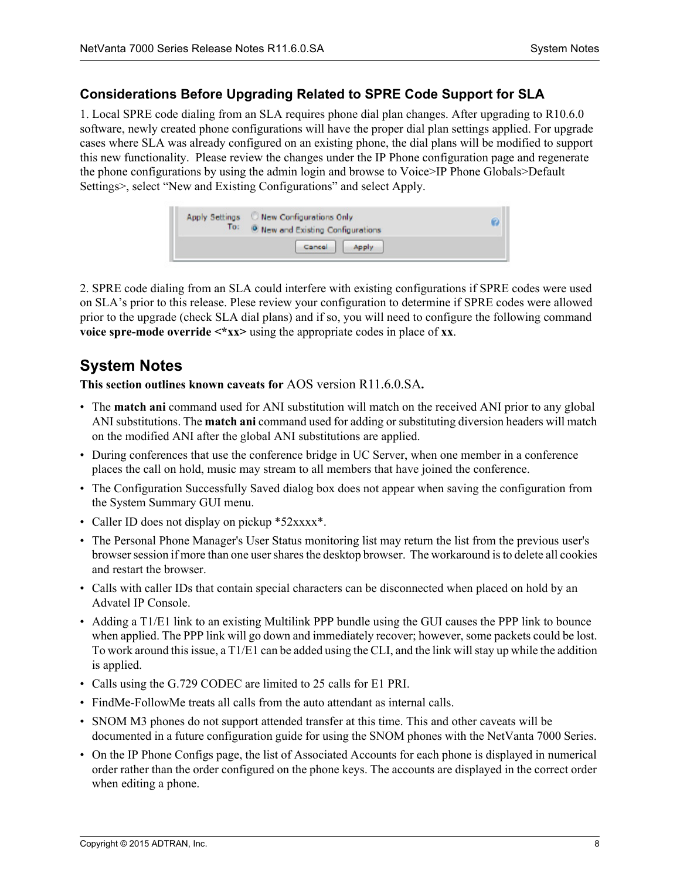### Considerations Before Upgrading Related to SPRE Code Support for SLA

1. Local SPRE code dialing from an SLA requires phone dial plan changes. After upgrading to R10.6.0 software, newly created phone configurations will have the proper dial plan settings applied. For upgrade cases where SLA was already configured on an existing phone, the dial plans will be modified to support this new functionality. Please review the changes under the IP Phone configuration page and regenerate the phone configurations by using the admin login and browse to Voice>IP Phone Globals>Default Settings>, select "New and Existing Configurations" and select Apply.

2. SPRE code dialing from an SLA could interfere with existing configurations if SPRE codes were used on SLA's prior to this release. Plese review your configuration to determine if SPRE codes were allowed prior to the upgrade (check SLA dial plans) and if so, you will need to configure the following command **voice spre-mode override <*xx>** using the appropriate codes in place of **xx**.

## System Notes

**This section outlines known caveats for AOS version R11.6.0.SA.**

- The **match ani** command used for ANI substitution will match on the received ANI prior to any global ANI substitutions. The **match ani** command used for adding or substituting diversion headers will match on the modified ANI after the global ANI substitutions are applied.
- During conferences that use the conference bridge in UC Server, when one member in a conference places the call on hold, music may stream to all members that have joined the conference.
- The Configuration Successfully Saved dialog box does not appear when saving the configuration from the System Summary GUI menu.
- Caller ID does not display on pickup *52xxxx*.
- The Personal Phone Manager's User Status monitoring list may return the list from the previous user's browser session if more than one user shares the desktop browser. The workaround is to delete all cookies and restart the browser.
- Calls with caller IDs that contain special characters can be disconnected when placed on hold by an Advatel IP Console.
- Adding a T1/E1 link to an existing Multilink PPP bundle using the GUI causes the PPP link to bounce when applied. The PPP link will go down and immediately recover; however, some packets could be lost. To work around this issue, a T1/E1 can be added using the CLI, and the link will stay up while the addition is applied.
- Calls using the G.729 CODEC are limited to 25 calls for E1 PRI.
- FindMe-FollowMe treats all calls from the auto attendant as internal calls.
- SNOM M3 phones do not support attended transfer at this time. This and other caveats will be documented in a future configuration guide for using the SNOM phones with the NetVanta 7000 Series.
- On the IP Phone Configs page, the list of Associated Accounts for each phone is displayed in numerical order rather than the order configured on the phone keys. The accounts are displayed in the correct order when editing a phone.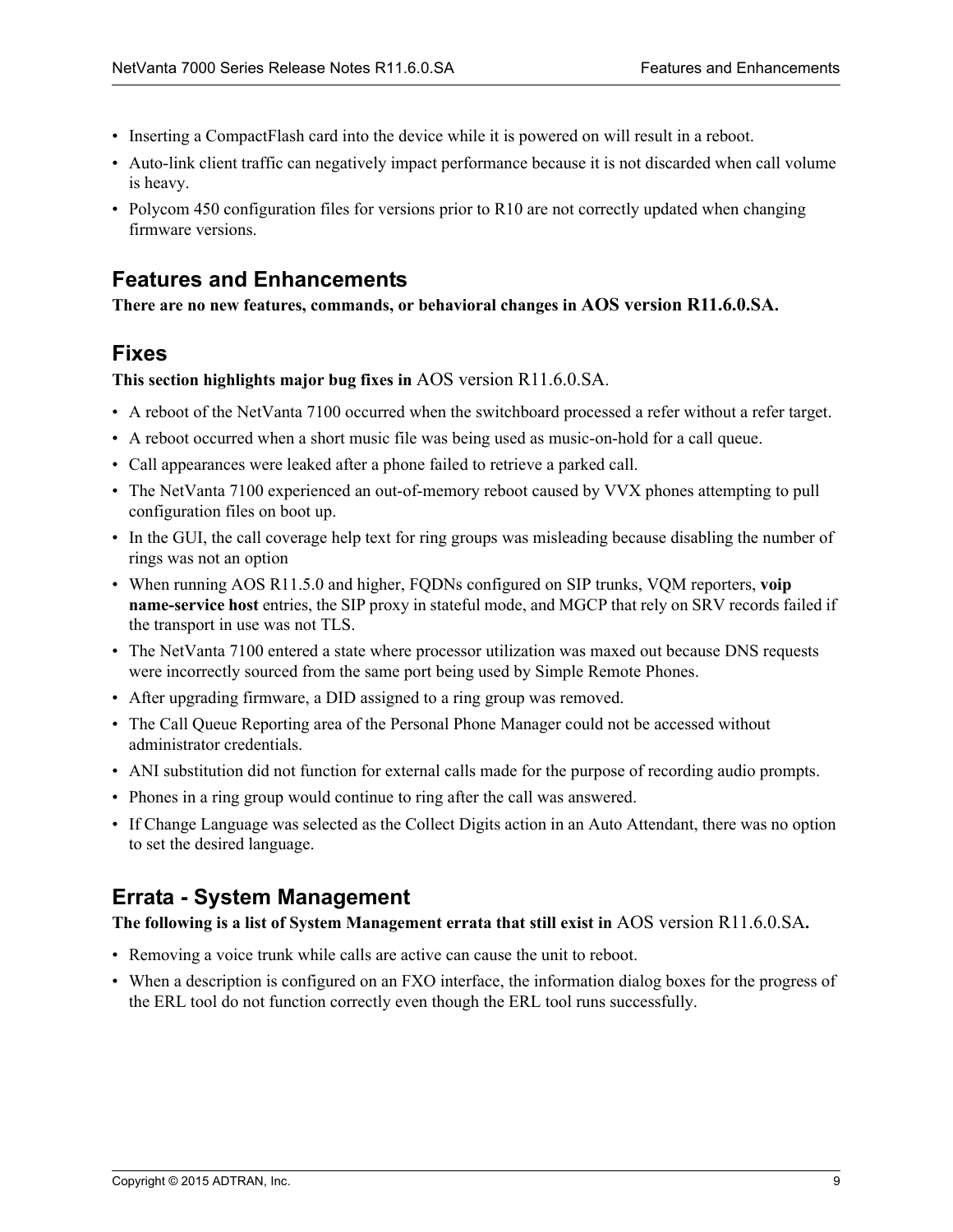- Inserting a CompactFlash card into the device while it is powered on will result in a reboot.
- Auto-link client traffic can negatively impact performance because it is not discarded when call volume is heavy.
- Polycom 450 configuration files for versions prior to R10 are not correctly updated when changing firmware versions.

## Features and Enhancements

**There are no new features, commands, or behavioral changes in AOS version R11.6.0.SA.**

## Fixes

**This section highlights major bug fixes in** AOS version R11.6.0.SA.

- A reboot of the NetVanta 7100 occurred when the switchboard processed a refer without a refer target.
- A reboot occurred when a short music file was being used as music-on-hold for a call queue.
- Call appearances were leaked after a phone failed to retrieve a parked call.
- The NetVanta 7100 experienced an out-of-memory reboot caused by VVX phones attempting to pull configuration files on boot up.
- In the GUI, the call coverage help text for ring groups was misleading because disabling the number of rings was not an option
- When running AOS R11.5.0 and higher, FQDNs configured on SIP trunks, VQM reporters, **voip name-service host** entries, the SIP proxy in stateful mode, and MGCP that rely on SRV records failed if the transport in use was not TLS.
- The NetVanta 7100 entered a state where processor utilization was maxed out because DNS requests were incorrectly sourced from the same port being used by Simple Remote Phones.
- After upgrading firmware, a DID assigned to a ring group was removed.
- The Call Queue Reporting area of the Personal Phone Manager could not be accessed without administrator credentials.
- ANI substitution did not function for external calls made for the purpose of recording audio prompts.
- Phones in a ring group would continue to ring after the call was answered.
- If Change Language was selected as the Collect Digits action in an Auto Attendant, there was no option to set the desired language.

## Errata - System Management

**The following is a list of System Management errata that still exist in** AOS version R11.6.0.SA**.**

- Removing a voice trunk while calls are active can cause the unit to reboot.
- When a description is configured on an FXO interface, the information dialog boxes for the progress of the ERL tool do not function correctly even though the ERL tool runs successfully.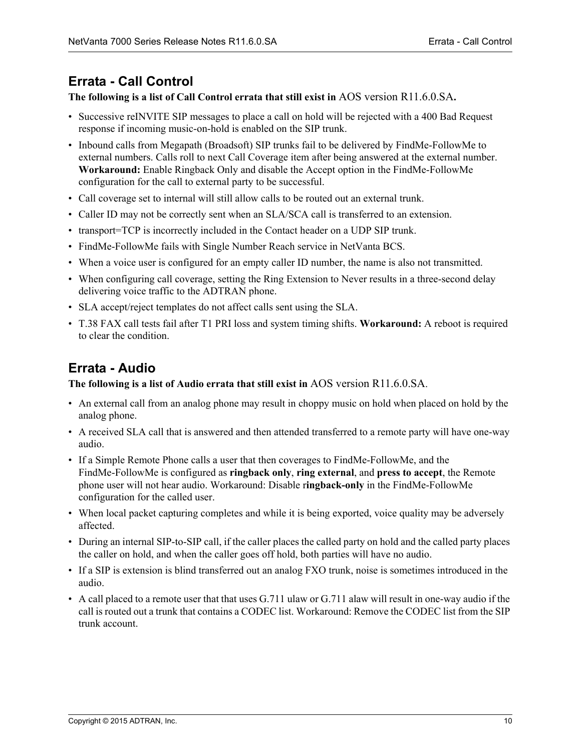## Errata - Call Control

**The following is a list of Call Control errata that still exist in** AOS version R11.6.0.SA**.**

- Successive reINVITE SIP messages to place a call on hold will be rejected with a 400 Bad Request response if incoming music-on-hold is enabled on the SIP trunk.
- Inbound calls from Megapath (Broadsoft) SIP trunks fail to be delivered by FindMe-FollowMe to external numbers. Calls roll to next Call Coverage item after being answered at the external number. **Workaround:** Enable Ringback Only and disable the Accept option in the FindMe-FollowMe configuration for the call to external party to be successful.
- Call coverage set to internal will still allow calls to be routed out an external trunk.
- Caller ID may not be correctly sent when an SLA/SCA call is transferred to an extension.
- transport=TCP is incorrectly included in the Contact header on a UDP SIP trunk.
- FindMe-FollowMe fails with Single Number Reach service in NetVanta BCS.
- When a voice user is configured for an empty caller ID number, the name is also not transmitted.
- When configuring call coverage, setting the Ring Extension to Never results in a three-second delay delivering voice traffic to the ADTRAN phone.
- SLA accept/reject templates do not affect calls sent using the SLA.
- T.38 FAX call tests fail after T1 PRI loss and system timing shifts. **Workaround:** A reboot is required to clear the condition.

## Errata - Audio

**The following is a list of Audio errata that still exist in** AOS version R11.6.0.SA.

- An external call from an analog phone may result in choppy music on hold when placed on hold by the analog phone.
- A received SLA call that is answered and then attended transferred to a remote party will have one-way audio.
- If a Simple Remote Phone calls a user that then coverages to FindMe-FollowMe, and the FindMe-FollowMe is configured as **ringback only**, **ring external**, and **press to accept**, the Remote phone user will not hear audio. Workaround: Disable r**ingback-only** in the FindMe-FollowMe configuration for the called user.
- When local packet capturing completes and while it is being exported, voice quality may be adversely affected.
- During an internal SIP-to-SIP call, if the caller places the called party on hold and the called party places the caller on hold, and when the caller goes off hold, both parties will have no audio.
- If a SIP is extension is blind transferred out an analog FXO trunk, noise is sometimes introduced in the audio.
- A call placed to a remote user that that uses G.711 ulaw or G.711 alaw will result in one-way audio if the call is routed out a trunk that contains a CODEC list. Workaround: Remove the CODEC list from the SIP trunk account.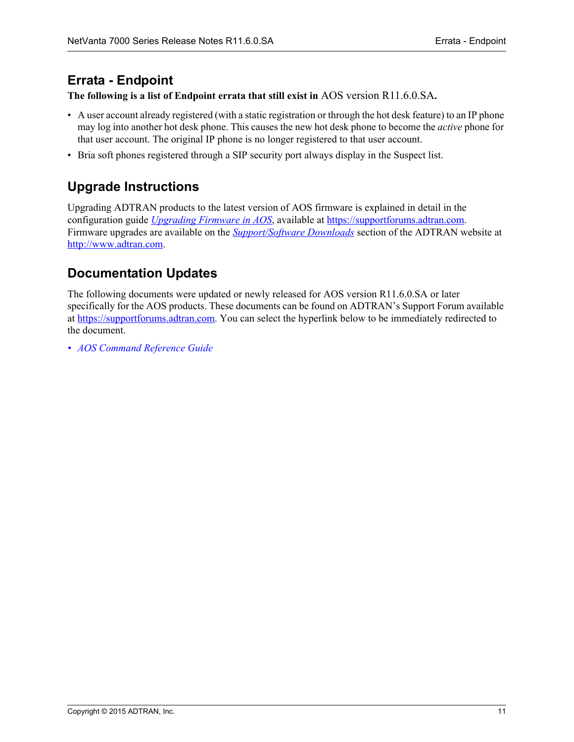## Errata - Endpoint

**The following is a list of Endpoint errata that still exist in AOS version R11.6.0.SA.**

- A user account already registered (with a static registration or through the hot desk feature) to an IP phone may log into another hot desk phone. This causes the new hot desk phone to become the *active* phone for that user account. The original IP phone is no longer registered to that user account.
- Bria soft phones registered through a SIP security port always display in the Suspect list.

## Upgrade Instructions

Upgrading ADTRAN products to the latest version of AOS firmware is explained in detail in the configuration guide *Upgrading Firmware in AOS*, available at https://supportforums.adtran.com. Firmware upgrades are available on the *Support/Software Downloads* section of the ADTRAN website at http://www.adtran.com.

## Documentation Updates

The following documents were updated or newly released for AOS version R11.6.0.SA or later specifically for the AOS products. These documents can be found on ADTRAN's Support Forum available at https://supportforums.adtran.com. You can select the hyperlink below to be immediately redirected to the document.

- *AOS Command Reference Guide*